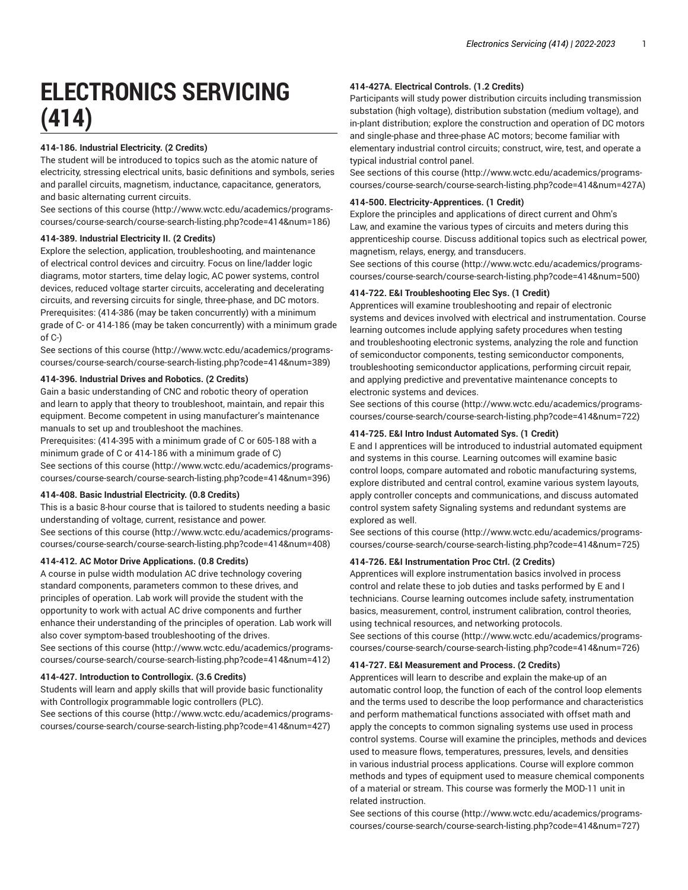# ELECTRONICS SERVICING (414)

**414-186. Industrial Electricity. (2 Credits)**
The student will be introduced to topics such as the atomic nature of electricity, stressing electrical units, basic definitions and symbols, series and parallel circuits, magnetism, inductance, capacitance, generators, and basic alternating current circuits.
See sections of this course (http://www.wctc.edu/academics/programs-courses/course-search/course-search-listing.php?code=414&num=186)

**414-389. Industrial Electricity II. (2 Credits)**
Explore the selection, application, troubleshooting, and maintenance of electrical control devices and circuitry. Focus on line/ladder logic diagrams, motor starters, time delay logic, AC power systems, control devices, reduced voltage starter circuits, accelerating and decelerating circuits, and reversing circuits for single, three-phase, and DC motors.
Prerequisites: (414-386 (may be taken concurrently) with a minimum grade of C- or 414-186 (may be taken concurrently) with a minimum grade of C-)
See sections of this course (http://www.wctc.edu/academics/programs-courses/course-search/course-search-listing.php?code=414&num=389)

**414-396. Industrial Drives and Robotics. (2 Credits)**
Gain a basic understanding of CNC and robotic theory of operation and learn to apply that theory to troubleshoot, maintain, and repair this equipment. Become competent in using manufacturer's maintenance manuals to set up and troubleshoot the machines.
Prerequisites: (414-395 with a minimum grade of C or 605-188 with a minimum grade of C or 414-186 with a minimum grade of C)
See sections of this course (http://www.wctc.edu/academics/programs-courses/course-search/course-search-listing.php?code=414&num=396)

**414-408. Basic Industrial Electricity. (0.8 Credits)**
This is a basic 8-hour course that is tailored to students needing a basic understanding of voltage, current, resistance and power.
See sections of this course (http://www.wctc.edu/academics/programs-courses/course-search/course-search-listing.php?code=414&num=408)

**414-412. AC Motor Drive Applications. (0.8 Credits)**
A course in pulse width modulation AC drive technology covering standard components, parameters common to these drives, and principles of operation. Lab work will provide the student with the opportunity to work with actual AC drive components and further enhance their understanding of the principles of operation. Lab work will also cover symptom-based troubleshooting of the drives.
See sections of this course (http://www.wctc.edu/academics/programs-courses/course-search/course-search-listing.php?code=414&num=412)

**414-427. Introduction to Controllogix. (3.6 Credits)**
Students will learn and apply skills that will provide basic functionality with Controllogix programmable logic controllers (PLC).
See sections of this course (http://www.wctc.edu/academics/programs-courses/course-search/course-search-listing.php?code=414&num=427)

**414-427A. Electrical Controls. (1.2 Credits)**
Participants will study power distribution circuits including transmission substation (high voltage), distribution substation (medium voltage), and in-plant distribution; explore the construction and operation of DC motors and single-phase and three-phase AC motors; become familiar with elementary industrial control circuits; construct, wire, test, and operate a typical industrial control panel.
See sections of this course (http://www.wctc.edu/academics/programs-courses/course-search/course-search-listing.php?code=414&num=427A)

**414-500. Electricity-Apprentices. (1 Credit)**
Explore the principles and applications of direct current and Ohm's Law, and examine the various types of circuits and meters during this apprenticeship course. Discuss additional topics such as electrical power, magnetism, relays, energy, and transducers.
See sections of this course (http://www.wctc.edu/academics/programs-courses/course-search/course-search-listing.php?code=414&num=500)

**414-722. E&I Troubleshooting Elec Sys. (1 Credit)**
Apprentices will examine troubleshooting and repair of electronic systems and devices involved with electrical and instrumentation. Course learning outcomes include applying safety procedures when testing and troubleshooting electronic systems, analyzing the role and function of semiconductor components, testing semiconductor components, troubleshooting semiconductor applications, performing circuit repair, and applying predictive and preventative maintenance concepts to electronic systems and devices.
See sections of this course (http://www.wctc.edu/academics/programs-courses/course-search/course-search-listing.php?code=414&num=722)

**414-725. E&I Intro Indust Automated Sys. (1 Credit)**
E and I apprentices will be introduced to industrial automated equipment and systems in this course. Learning outcomes will examine basic control loops, compare automated and robotic manufacturing systems, explore distributed and central control, examine various system layouts, apply controller concepts and communications, and discuss automated control system safety Signaling systems and redundant systems are explored as well.
See sections of this course (http://www.wctc.edu/academics/programs-courses/course-search/course-search-listing.php?code=414&num=725)

**414-726. E&I Instrumentation Proc Ctrl. (2 Credits)**
Apprentices will explore instrumentation basics involved in process control and relate these to job duties and tasks performed by E and I technicians. Course learning outcomes include safety, instrumentation basics, measurement, control, instrument calibration, control theories, using technical resources, and networking protocols.
See sections of this course (http://www.wctc.edu/academics/programs-courses/course-search/course-search-listing.php?code=414&num=726)

**414-727. E&I Measurement and Process. (2 Credits)**
Apprentices will learn to describe and explain the make-up of an automatic control loop, the function of each of the control loop elements and the terms used to describe the loop performance and characteristics and perform mathematical functions associated with offset math and apply the concepts to common signaling systems use used in process control systems. Course will examine the principles, methods and devices used to measure flows, temperatures, pressures, levels, and densities in various industrial process applications. Course will explore common methods and types of equipment used to measure chemical components of a material or stream. This course was formerly the MOD-11 unit in related instruction.
See sections of this course (http://www.wctc.edu/academics/programs-courses/course-search/course-search-listing.php?code=414&num=727)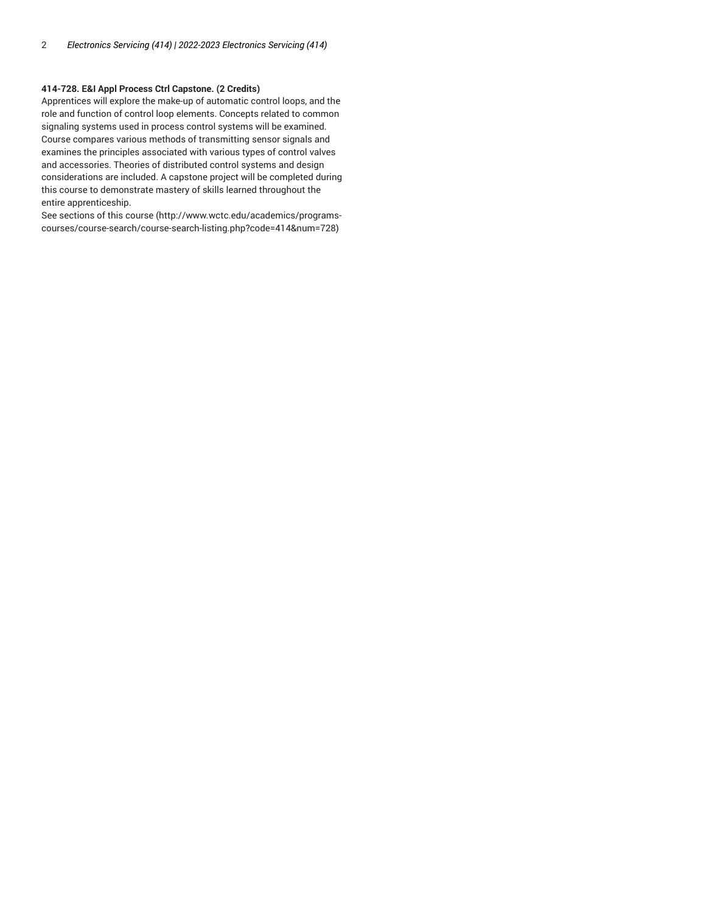**414-728. E&I Appl Process Ctrl Capstone. (2 Credits)**
Apprentices will explore the make-up of automatic control loops, and the role and function of control loop elements. Concepts related to common signaling systems used in process control systems will be examined. Course compares various methods of transmitting sensor signals and examines the principles associated with various types of control valves and accessories. Theories of distributed control systems and design considerations are included. A capstone project will be completed during this course to demonstrate mastery of skills learned throughout the entire apprenticeship.
See sections of this course (http://www.wctc.edu/academics/programs-courses/course-search/course-search-listing.php?code=414&num=728)